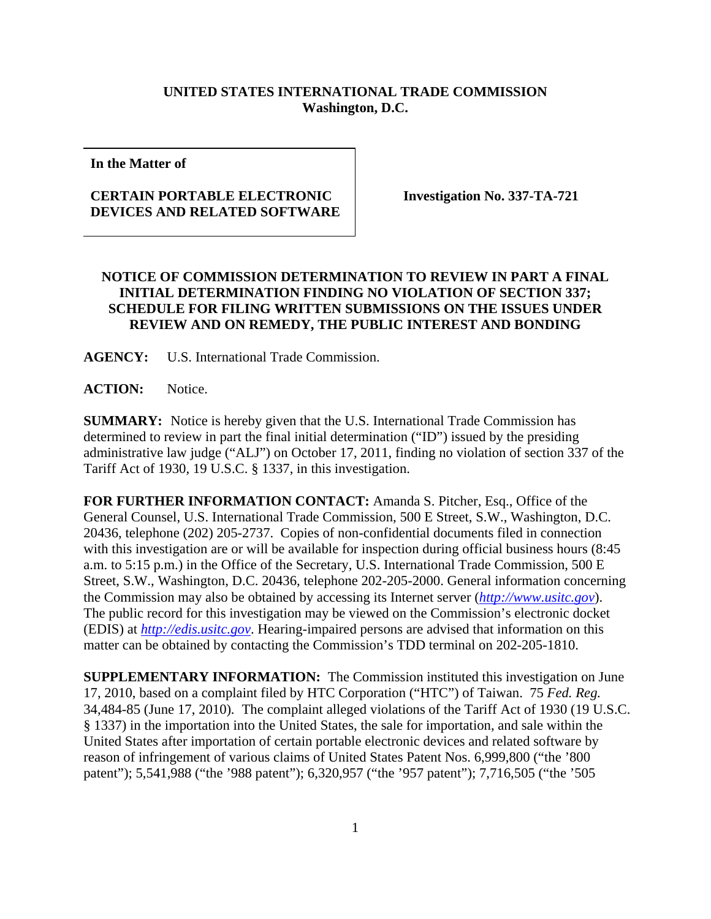**UNITED STATES INTERNATIONAL TRADE COMMISSION**
**Washington, D.C.**

| In the Matter of<br><br>**CERTAIN PORTABLE ELECTRONIC DEVICES AND RELATED SOFTWARE** | **Investigation No. 337-TA-721** |
|---|---|

**NOTICE OF COMMISSION DETERMINATION TO REVIEW IN PART A FINAL INITIAL DETERMINATION FINDING NO VIOLATION OF SECTION 337; SCHEDULE FOR FILING WRITTEN SUBMISSIONS ON THE ISSUES UNDER REVIEW AND ON REMEDY, THE PUBLIC INTEREST AND BONDING**

**AGENCY:** U.S. International Trade Commission.

**ACTION:** Notice.

**SUMMARY:** Notice is hereby given that the U.S. International Trade Commission has determined to review in part the final initial determination ("ID") issued by the presiding administrative law judge ("ALJ") on October 17, 2011, finding no violation of section 337 of the Tariff Act of 1930, 19 U.S.C. § 1337, in this investigation.

**FOR FURTHER INFORMATION CONTACT:** Amanda S. Pitcher, Esq., Office of the General Counsel, U.S. International Trade Commission, 500 E Street, S.W., Washington, D.C. 20436, telephone (202) 205-2737. Copies of non-confidential documents filed in connection with this investigation are or will be available for inspection during official business hours (8:45 a.m. to 5:15 p.m.) in the Office of the Secretary, U.S. International Trade Commission, 500 E Street, S.W., Washington, D.C. 20436, telephone 202-205-2000. General information concerning the Commission may also be obtained by accessing its Internet server (*http://www.usitc.gov*). The public record for this investigation may be viewed on the Commission's electronic docket (EDIS) at *http://edis.usitc.gov*. Hearing-impaired persons are advised that information on this matter can be obtained by contacting the Commission's TDD terminal on 202-205-1810.

**SUPPLEMENTARY INFORMATION:** The Commission instituted this investigation on June 17, 2010, based on a complaint filed by HTC Corporation ("HTC") of Taiwan. 75 *Fed. Reg.* 34,484-85 (June 17, 2010). The complaint alleged violations of the Tariff Act of 1930 (19 U.S.C. § 1337) in the importation into the United States, the sale for importation, and sale within the United States after importation of certain portable electronic devices and related software by reason of infringement of various claims of United States Patent Nos. 6,999,800 ("the '800 patent"); 5,541,988 ("the '988 patent"); 6,320,957 ("the '957 patent"); 7,716,505 ("the '505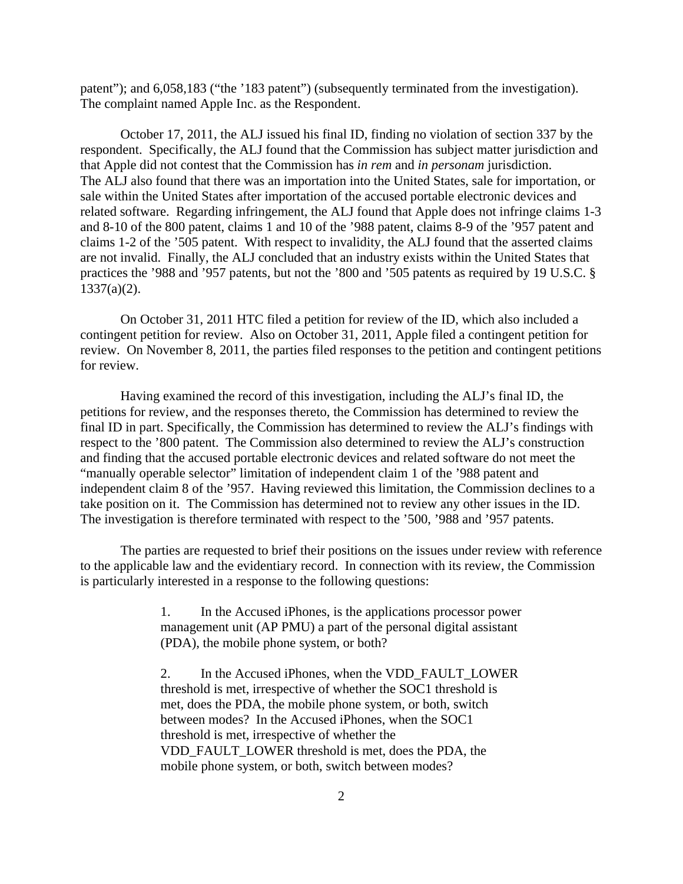patent"); and 6,058,183 ("the '183 patent") (subsequently terminated from the investigation). The complaint named Apple Inc. as the Respondent.

October 17, 2011, the ALJ issued his final ID, finding no violation of section 337 by the respondent. Specifically, the ALJ found that the Commission has subject matter jurisdiction and that Apple did not contest that the Commission has *in rem* and *in personam* jurisdiction. The ALJ also found that there was an importation into the United States, sale for importation, or sale within the United States after importation of the accused portable electronic devices and related software. Regarding infringement, the ALJ found that Apple does not infringe claims 1-3 and 8-10 of the 800 patent, claims 1 and 10 of the '988 patent, claims 8-9 of the '957 patent and claims 1-2 of the '505 patent. With respect to invalidity, the ALJ found that the asserted claims are not invalid. Finally, the ALJ concluded that an industry exists within the United States that practices the '988 and '957 patents, but not the '800 and '505 patents as required by 19 U.S.C. § 1337(a)(2).

On October 31, 2011 HTC filed a petition for review of the ID, which also included a contingent petition for review. Also on October 31, 2011, Apple filed a contingent petition for review. On November 8, 2011, the parties filed responses to the petition and contingent petitions for review.

Having examined the record of this investigation, including the ALJ's final ID, the petitions for review, and the responses thereto, the Commission has determined to review the final ID in part. Specifically, the Commission has determined to review the ALJ's findings with respect to the '800 patent. The Commission also determined to review the ALJ's construction and finding that the accused portable electronic devices and related software do not meet the "manually operable selector" limitation of independent claim 1 of the '988 patent and independent claim 8 of the '957. Having reviewed this limitation, the Commission declines to a take position on it. The Commission has determined not to review any other issues in the ID. The investigation is therefore terminated with respect to the '500, '988 and '957 patents.

The parties are requested to brief their positions on the issues under review with reference to the applicable law and the evidentiary record. In connection with its review, the Commission is particularly interested in a response to the following questions:

> 1. In the Accused iPhones, is the applications processor power management unit (AP PMU) a part of the personal digital assistant (PDA), the mobile phone system, or both?
>
> 2. In the Accused iPhones, when the VDD_FAULT_LOWER threshold is met, irrespective of whether the SOC1 threshold is met, does the PDA, the mobile phone system, or both, switch between modes? In the Accused iPhones, when the SOC1 threshold is met, irrespective of whether the VDD_FAULT_LOWER threshold is met, does the PDA, the mobile phone system, or both, switch between modes?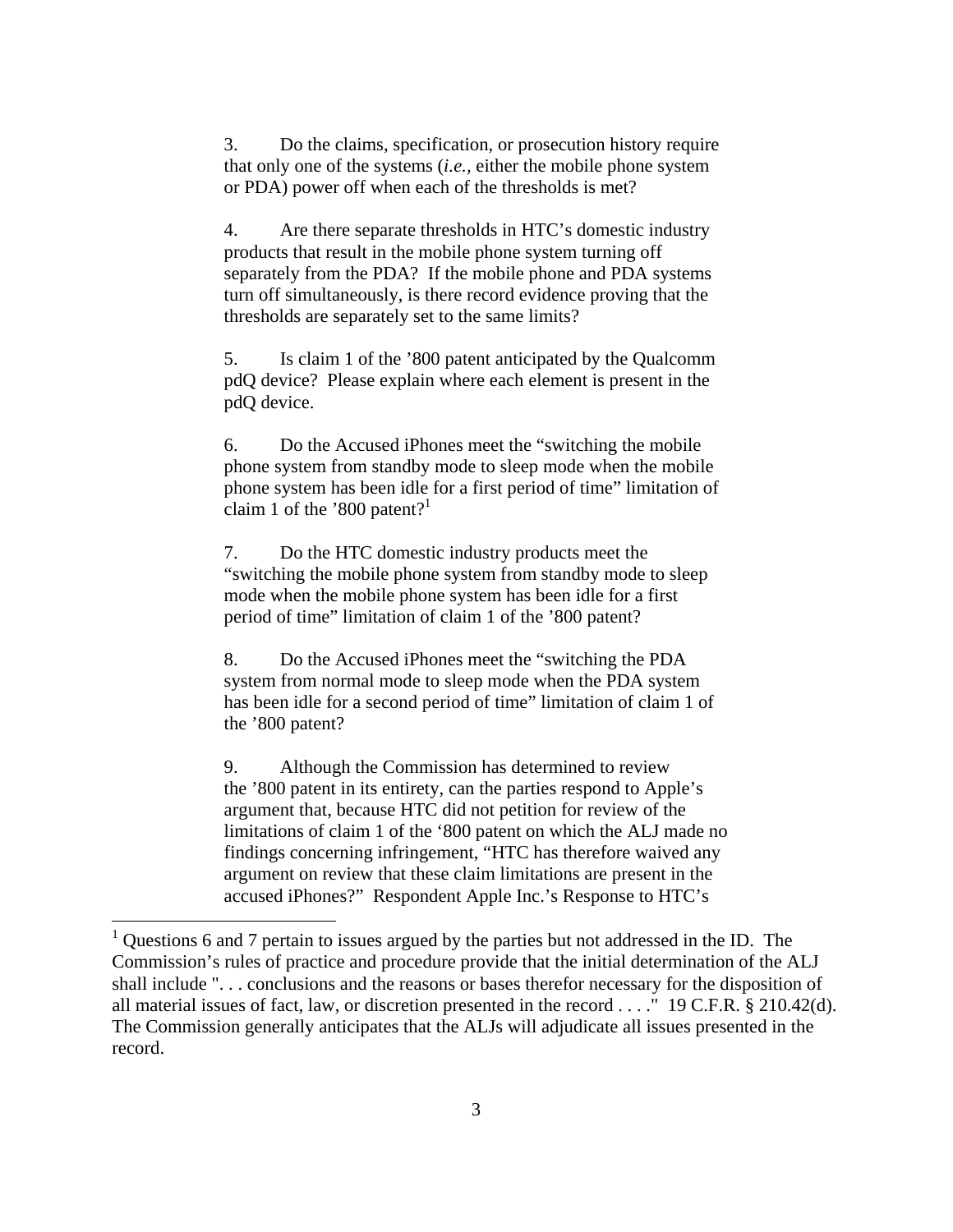3. Do the claims, specification, or prosecution history require that only one of the systems (*i.e.*, either the mobile phone system or PDA) power off when each of the thresholds is met?

4. Are there separate thresholds in HTC's domestic industry products that result in the mobile phone system turning off separately from the PDA? If the mobile phone and PDA systems turn off simultaneously, is there record evidence proving that the thresholds are separately set to the same limits?

5. Is claim 1 of the '800 patent anticipated by the Qualcomm pdQ device? Please explain where each element is present in the pdQ device.

6. Do the Accused iPhones meet the "switching the mobile phone system from standby mode to sleep mode when the mobile phone system has been idle for a first period of time" limitation of claim 1 of the '800 patent?[1]

7. Do the HTC domestic industry products meet the "switching the mobile phone system from standby mode to sleep mode when the mobile phone system has been idle for a first period of time" limitation of claim 1 of the '800 patent?

8. Do the Accused iPhones meet the "switching the PDA system from normal mode to sleep mode when the PDA system has been idle for a second period of time" limitation of claim 1 of the '800 patent?

9. Although the Commission has determined to review the '800 patent in its entirety, can the parties respond to Apple's argument that, because HTC did not petition for review of the limitations of claim 1 of the '800 patent on which the ALJ made no findings concerning infringement, "HTC has therefore waived any argument on review that these claim limitations are present in the accused iPhones?" Respondent Apple Inc.'s Response to HTC's

[1] Questions 6 and 7 pertain to issues argued by the parties but not addressed in the ID. The Commission's rules of practice and procedure provide that the initial determination of the ALJ shall include ". . . conclusions and the reasons or bases therefor necessary for the disposition of all material issues of fact, law, or discretion presented in the record . . . ." 19 C.F.R. § 210.42(d). The Commission generally anticipates that the ALJs will adjudicate all issues presented in the record.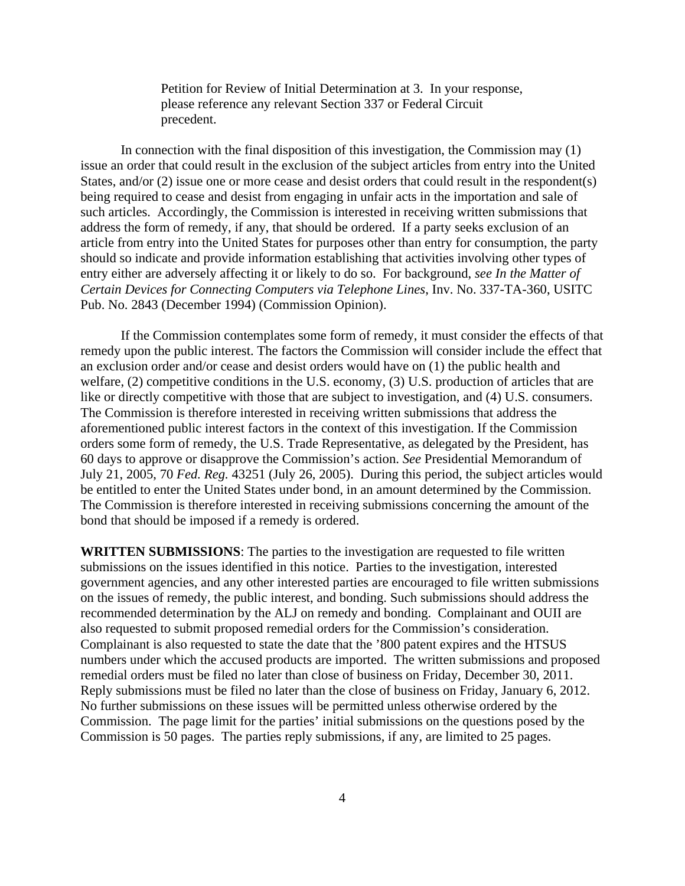> Petition for Review of Initial Determination at 3. In your response, please reference any relevant Section 337 or Federal Circuit precedent.

In connection with the final disposition of this investigation, the Commission may (1) issue an order that could result in the exclusion of the subject articles from entry into the United States, and/or (2) issue one or more cease and desist orders that could result in the respondent(s) being required to cease and desist from engaging in unfair acts in the importation and sale of such articles. Accordingly, the Commission is interested in receiving written submissions that address the form of remedy, if any, that should be ordered. If a party seeks exclusion of an article from entry into the United States for purposes other than entry for consumption, the party should so indicate and provide information establishing that activities involving other types of entry either are adversely affecting it or likely to do so. For background, *see In the Matter of Certain Devices for Connecting Computers via Telephone Lines*, Inv. No. 337-TA-360, USITC Pub. No. 2843 (December 1994) (Commission Opinion).

If the Commission contemplates some form of remedy, it must consider the effects of that remedy upon the public interest. The factors the Commission will consider include the effect that an exclusion order and/or cease and desist orders would have on (1) the public health and welfare, (2) competitive conditions in the U.S. economy, (3) U.S. production of articles that are like or directly competitive with those that are subject to investigation, and (4) U.S. consumers. The Commission is therefore interested in receiving written submissions that address the aforementioned public interest factors in the context of this investigation. If the Commission orders some form of remedy, the U.S. Trade Representative, as delegated by the President, has 60 days to approve or disapprove the Commission's action. *See* Presidential Memorandum of July 21, 2005, 70 *Fed. Reg.* 43251 (July 26, 2005). During this period, the subject articles would be entitled to enter the United States under bond, in an amount determined by the Commission. The Commission is therefore interested in receiving submissions concerning the amount of the bond that should be imposed if a remedy is ordered.

**WRITTEN SUBMISSIONS**: The parties to the investigation are requested to file written submissions on the issues identified in this notice. Parties to the investigation, interested government agencies, and any other interested parties are encouraged to file written submissions on the issues of remedy, the public interest, and bonding. Such submissions should address the recommended determination by the ALJ on remedy and bonding. Complainant and OUII are also requested to submit proposed remedial orders for the Commission's consideration. Complainant is also requested to state the date that the '800 patent expires and the HTSUS numbers under which the accused products are imported. The written submissions and proposed remedial orders must be filed no later than close of business on Friday, December 30, 2011. Reply submissions must be filed no later than the close of business on Friday, January 6, 2012. No further submissions on these issues will be permitted unless otherwise ordered by the Commission. The page limit for the parties' initial submissions on the questions posed by the Commission is 50 pages. The parties reply submissions, if any, are limited to 25 pages.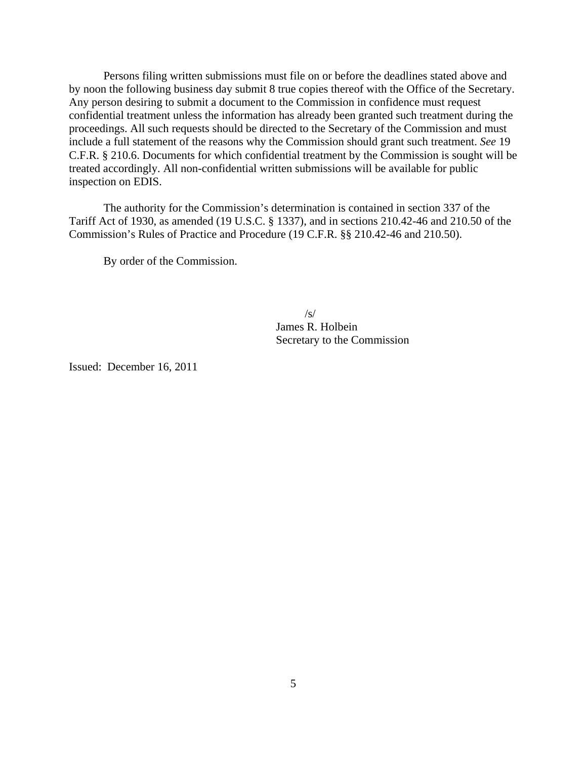Persons filing written submissions must file on or before the deadlines stated above and by noon the following business day submit 8 true copies thereof with the Office of the Secretary. Any person desiring to submit a document to the Commission in confidence must request confidential treatment unless the information has already been granted such treatment during the proceedings. All such requests should be directed to the Secretary of the Commission and must include a full statement of the reasons why the Commission should grant such treatment. *See* 19 C.F.R. § 210.6. Documents for which confidential treatment by the Commission is sought will be treated accordingly. All non-confidential written submissions will be available for public inspection on EDIS.

The authority for the Commission's determination is contained in section 337 of the Tariff Act of 1930, as amended (19 U.S.C. § 1337), and in sections 210.42-46 and 210.50 of the Commission's Rules of Practice and Procedure (19 C.F.R. §§ 210.42-46 and 210.50).

By order of the Commission.

/s/
James R. Holbein
Secretary to the Commission

Issued: December 16, 2011